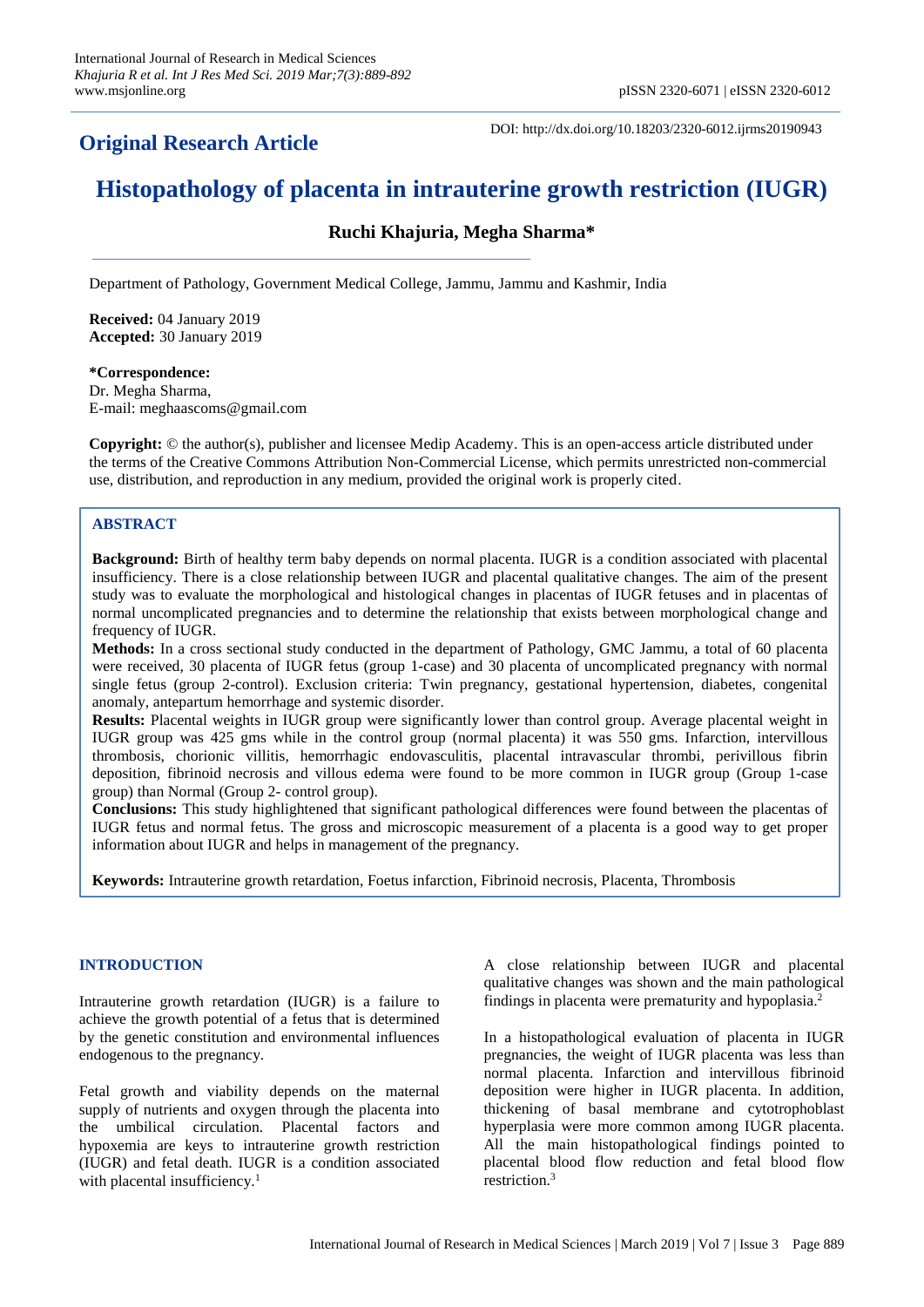**Original Research Article**

DOI: http://dx.doi.org/10.18203/2320-6012.ijrms20190943

# Histopathology of placenta in intrauterine growth restriction (IUGR)

**Ruchi Khajuria, Megha Sharma***

Department of Pathology, Government Medical College, Jammu, Jammu and Kashmir, India

**Received:** 04 January 2019
**Accepted:** 30 January 2019

***Correspondence:**
Dr. Megha Sharma,
E-mail: meghaascoms@gmail.com

**Copyright:** © the author(s), publisher and licensee Medip Academy. This is an open-access article distributed under the terms of the Creative Commons Attribution Non-Commercial License, which permits unrestricted non-commercial use, distribution, and reproduction in any medium, provided the original work is properly cited.

## ABSTRACT

**Background:** Birth of healthy term baby depends on normal placenta. IUGR is a condition associated with placental insufficiency. There is a close relationship between IUGR and placental qualitative changes. The aim of the present study was to evaluate the morphological and histological changes in placentas of IUGR fetuses and in placentas of normal uncomplicated pregnancies and to determine the relationship that exists between morphological change and frequency of IUGR.

**Methods:** In a cross sectional study conducted in the department of Pathology, GMC Jammu, a total of 60 placenta were received, 30 placenta of IUGR fetus (group 1-case) and 30 placenta of uncomplicated pregnancy with normal single fetus (group 2-control). Exclusion criteria: Twin pregnancy, gestational hypertension, diabetes, congenital anomaly, antepartum hemorrhage and systemic disorder.

**Results:** Placental weights in IUGR group were significantly lower than control group. Average placental weight in IUGR group was 425 gms while in the control group (normal placenta) it was 550 gms. Infarction, intervillous thrombosis, chorionic villitis, hemorrhagic endovasculitis, placental intravascular thrombi, perivillous fibrin deposition, fibrinoid necrosis and villous edema were found to be more common in IUGR group (Group 1-case group) than Normal (Group 2- control group).

**Conclusions:** This study highlightened that significant pathological differences were found between the placentas of IUGR fetus and normal fetus. The gross and microscopic measurement of a placenta is a good way to get proper information about IUGR and helps in management of the pregnancy.

**Keywords:** Intrauterine growth retardation, Foetus infarction, Fibrinoid necrosis, Placenta, Thrombosis

## INTRODUCTION

Intrauterine growth retardation (IUGR) is a failure to achieve the growth potential of a fetus that is determined by the genetic constitution and environmental influences endogenous to the pregnancy.

Fetal growth and viability depends on the maternal supply of nutrients and oxygen through the placenta into the umbilical circulation. Placental factors and hypoxemia are keys to intrauterine growth restriction (IUGR) and fetal death. IUGR is a condition associated with placental insufficiency.[1]

A close relationship between IUGR and placental qualitative changes was shown and the main pathological findings in placenta were prematurity and hypoplasia.[2]

In a histopathological evaluation of placenta in IUGR pregnancies, the weight of IUGR placenta was less than normal placenta. Infarction and intervillous fibrinoid deposition were higher in IUGR placenta. In addition, thickening of basal membrane and cytotrophoblast hyperplasia were more common among IUGR placenta. All the main histopathological findings pointed to placental blood flow reduction and fetal blood flow restriction.[3]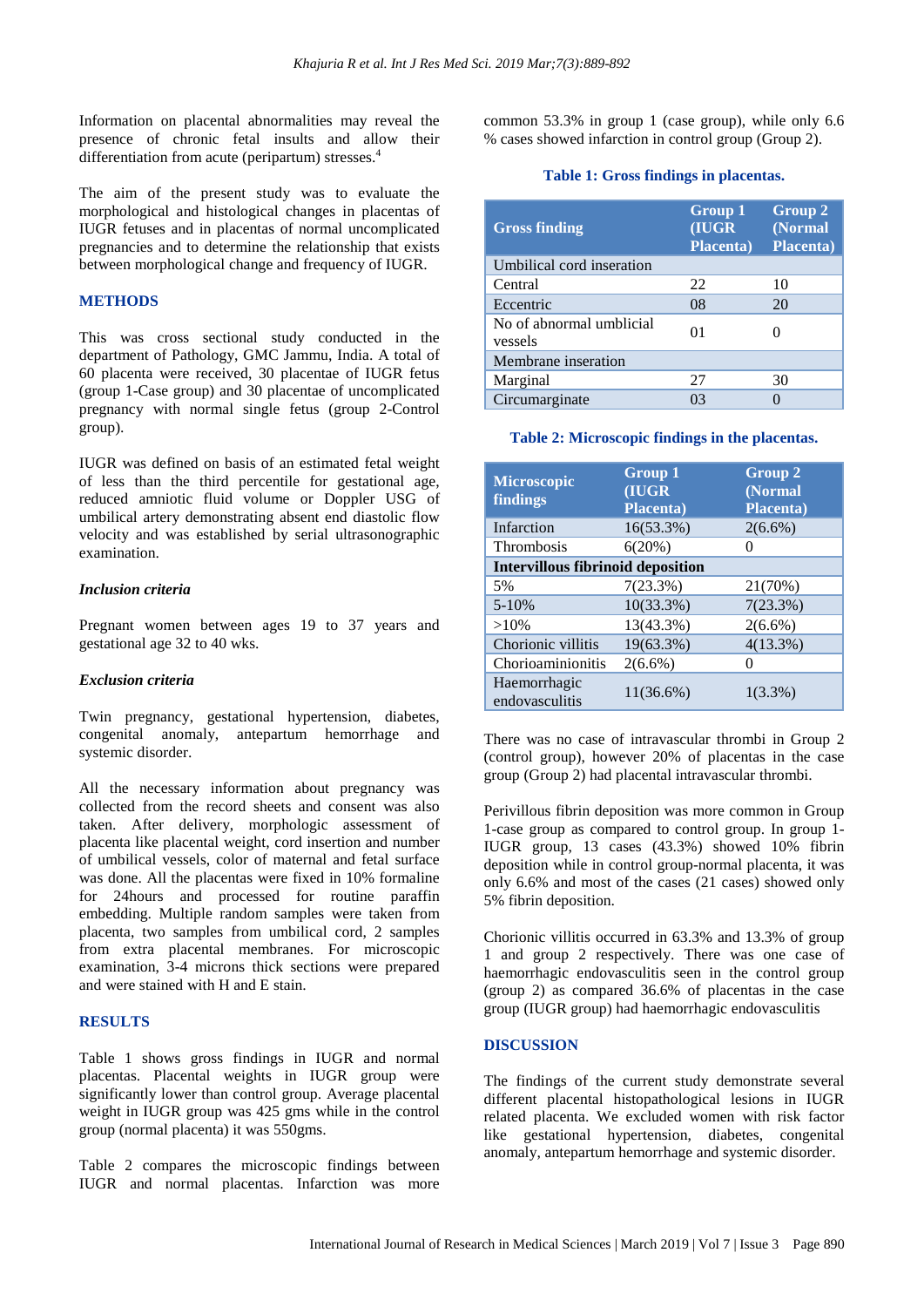Information on placental abnormalities may reveal the presence of chronic fetal insults and allow their differentiation from acute (peripartum) stresses.[4]

The aim of the present study was to evaluate the morphological and histological changes in placentas of IUGR fetuses and in placentas of normal uncomplicated pregnancies and to determine the relationship that exists between morphological change and frequency of IUGR.

## METHODS

This was cross sectional study conducted in the department of Pathology, GMC Jammu, India. A total of 60 placenta were received, 30 placentae of IUGR fetus (group 1-Case group) and 30 placentae of uncomplicated pregnancy with normal single fetus (group 2-Control group).

IUGR was defined on basis of an estimated fetal weight of less than the third percentile for gestational age, reduced amniotic fluid volume or Doppler USG of umbilical artery demonstrating absent end diastolic flow velocity and was established by serial ultrasonographic examination.

### *Inclusion criteria*

Pregnant women between ages 19 to 37 years and gestational age 32 to 40 wks.

### *Exclusion criteria*

Twin pregnancy, gestational hypertension, diabetes, congenital anomaly, antepartum hemorrhage and systemic disorder.

All the necessary information about pregnancy was collected from the record sheets and consent was also taken. After delivery, morphologic assessment of placenta like placental weight, cord insertion and number of umbilical vessels, color of maternal and fetal surface was done. All the placentas were fixed in 10% formaline for 24hours and processed for routine paraffin embedding. Multiple random samples were taken from placenta, two samples from umbilical cord, 2 samples from extra placental membranes. For microscopic examination, 3-4 microns thick sections were prepared and were stained with H and E stain.

## RESULTS

Table 1 shows gross findings in IUGR and normal placentas. Placental weights in IUGR group were significantly lower than control group. Average placental weight in IUGR group was 425 gms while in the control group (normal placenta) it was 550gms.

Table 2 compares the microscopic findings between IUGR and normal placentas. Infarction was more common 53.3% in group 1 (case group), while only 6.6 % cases showed infarction in control group (Group 2).

**Table 1: Gross findings in placentas.**

| Gross finding | Group 1 (IUGR Placenta) | Group 2 (Normal Placenta) |
|---|---|---|
| Umbilical cord inseration | | |
| Central | 22 | 10 |
| Eccentric | 08 | 20 |
| No of abnormal umblicial vessels | 01 | 0 |
| Membrane inseration | | |
| Marginal | 27 | 30 |
| Circumarginate | 03 | 0 |

**Table 2: Microscopic findings in the placentas.**

| Microscopic findings | Group 1 (IUGR Placenta) | Group 2 (Normal Placenta) |
|---|---|---|
| Infarction | 16(53.3%) | 2(6.6%) |
| Thrombosis | 6(20%) | 0 |
| **Intervillous fibrinoid deposition** | | |
| 5% | 7(23.3%) | 21(70%) |
| 5-10% | 10(33.3%) | 7(23.3%) |
| >10% | 13(43.3%) | 2(6.6%) |
| Chorionic villitis | 19(63.3%) | 4(13.3%) |
| Chorioaminionitis | 2(6.6%) | 0 |
| Haemorrhagic endovasculitis | 11(36.6%) | 1(3.3%) |

There was no case of intravascular thrombi in Group 2 (control group), however 20% of placentas in the case group (Group 2) had placental intravascular thrombi.

Perivillous fibrin deposition was more common in Group 1-case group as compared to control group. In group 1-IUGR group, 13 cases (43.3%) showed 10% fibrin deposition while in control group-normal placenta, it was only 6.6% and most of the cases (21 cases) showed only 5% fibrin deposition.

Chorionic villitis occurred in 63.3% and 13.3% of group 1 and group 2 respectively. There was one case of haemorrhagic endovasculitis seen in the control group (group 2) as compared 36.6% of placentas in the case group (IUGR group) had haemorrhagic endovasculitis

## DISCUSSION

The findings of the current study demonstrate several different placental histopathological lesions in IUGR related placenta. We excluded women with risk factor like gestational hypertension, diabetes, congenital anomaly, antepartum hemorrhage and systemic disorder.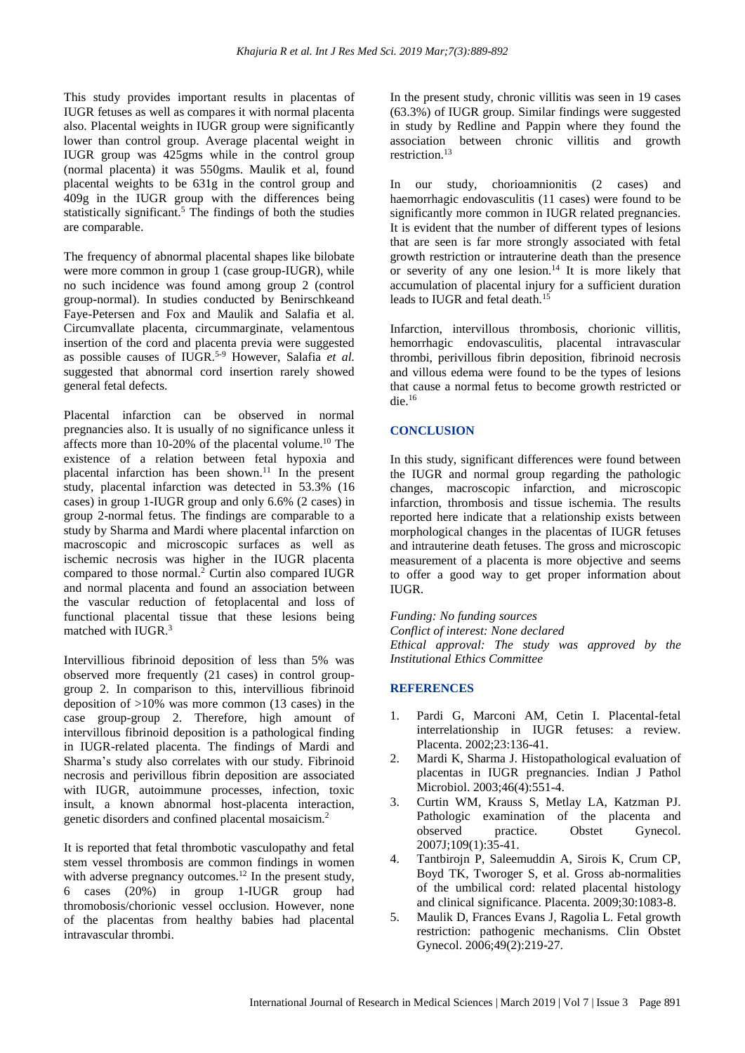This study provides important results in placentas of IUGR fetuses as well as compares it with normal placenta also. Placental weights in IUGR group were significantly lower than control group. Average placental weight in IUGR group was 425gms while in the control group (normal placenta) it was 550gms. Maulik et al, found placental weights to be 631g in the control group and 409g in the IUGR group with the differences being statistically significant.[5] The findings of both the studies are comparable.

The frequency of abnormal placental shapes like bilobate were more common in group 1 (case group-IUGR), while no such incidence was found among group 2 (control group-normal). In studies conducted by Benirschkeand Faye-Petersen and Fox and Maulik and Salafia et al. Circumvallate placenta, circummarginate, velamentous insertion of the cord and placenta previa were suggested as possible causes of IUGR.[5-9] However, Salafia *et al.* suggested that abnormal cord insertion rarely showed general fetal defects.

Placental infarction can be observed in normal pregnancies also. It is usually of no significance unless it affects more than 10-20% of the placental volume.[10] The existence of a relation between fetal hypoxia and placental infarction has been shown.[11] In the present study, placental infarction was detected in 53.3% (16 cases) in group 1-IUGR group and only 6.6% (2 cases) in group 2-normal fetus. The findings are comparable to a study by Sharma and Mardi where placental infarction on macroscopic and microscopic surfaces as well as ischemic necrosis was higher in the IUGR placenta compared to those normal.[2] Curtin also compared IUGR and normal placenta and found an association between the vascular reduction of fetoplacental and loss of functional placental tissue that these lesions being matched with IUGR.[3]

Intervillious fibrinoid deposition of less than 5% was observed more frequently (21 cases) in control group-group 2. In comparison to this, intervillious fibrinoid deposition of >10% was more common (13 cases) in the case group-group 2. Therefore, high amount of intervillous fibrinoid deposition is a pathological finding in IUGR-related placenta. The findings of Mardi and Sharma's study also correlates with our study. Fibrinoid necrosis and perivillous fibrin deposition are associated with IUGR, autoimmune processes, infection, toxic insult, a known abnormal host-placenta interaction, genetic disorders and confined placental mosaicism.[2]

It is reported that fetal thrombotic vasculopathy and fetal stem vessel thrombosis are common findings in women with adverse pregnancy outcomes.[12] In the present study, 6 cases (20%) in group 1-IUGR group had thromobosis/chorionic vessel occlusion. However, none of the placentas from healthy babies had placental intravascular thrombi.

In the present study, chronic villitis was seen in 19 cases (63.3%) of IUGR group. Similar findings were suggested in study by Redline and Pappin where they found the association between chronic villitis and growth restriction.[13]

In our study, chorioamnionitis (2 cases) and haemorrhagic endovasculitis (11 cases) were found to be significantly more common in IUGR related pregnancies. It is evident that the number of different types of lesions that are seen is far more strongly associated with fetal growth restriction or intrauterine death than the presence or severity of any one lesion.[14] It is more likely that accumulation of placental injury for a sufficient duration leads to IUGR and fetal death.[15]

Infarction, intervillous thrombosis, chorionic villitis, hemorrhagic endovasculitis, placental intravascular thrombi, perivillous fibrin deposition, fibrinoid necrosis and villous edema were found to be the types of lesions that cause a normal fetus to become growth restricted or die.[16]

## CONCLUSION

In this study, significant differences were found between the IUGR and normal group regarding the pathologic changes, macroscopic infarction, and microscopic infarction, thrombosis and tissue ischemia. The results reported here indicate that a relationship exists between morphological changes in the placentas of IUGR fetuses and intrauterine death fetuses. The gross and microscopic measurement of a placenta is more objective and seems to offer a good way to get proper information about IUGR.

*Funding: No funding sources*
*Conflict of interest: None declared*
*Ethical approval: The study was approved by the Institutional Ethics Committee*

## REFERENCES

1. Pardi G, Marconi AM, Cetin I. Placental-fetal interrelationship in IUGR fetuses: a review. Placenta. 2002;23:136-41.
2. Mardi K, Sharma J. Histopathological evaluation of placentas in IUGR pregnancies. Indian J Pathol Microbiol. 2003;46(4):551-4.
3. Curtin WM, Krauss S, Metlay LA, Katzman PJ. Pathologic examination of the placenta and observed practice. Obstet Gynecol. 2007J;109(1):35-41.
4. Tantbirojn P, Saleemuddin A, Sirois K, Crum CP, Boyd TK, Tworoger S, et al. Gross ab-normalities of the umbilical cord: related placental histology and clinical significance. Placenta. 2009;30:1083-8.
5. Maulik D, Frances Evans J, Ragolia L. Fetal growth restriction: pathogenic mechanisms. Clin Obstet Gynecol. 2006;49(2):219-27.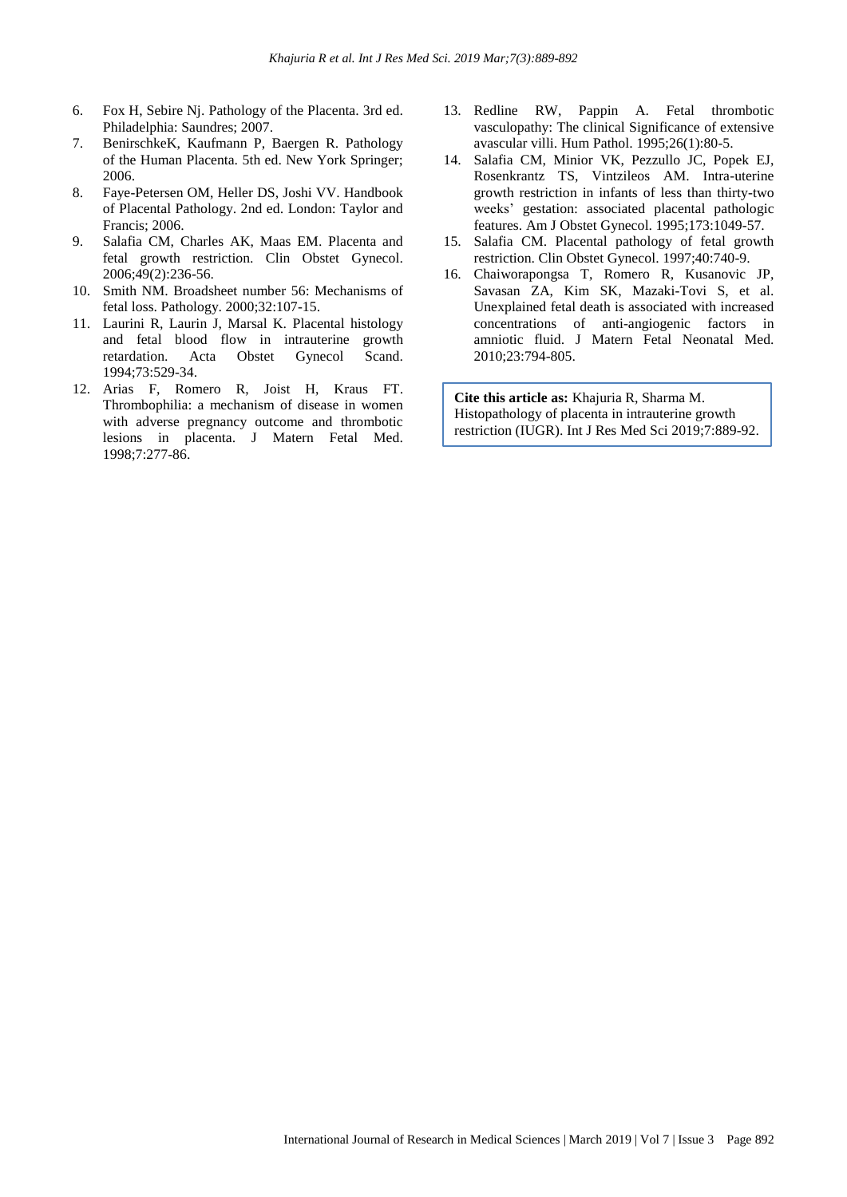6. Fox H, Sebire Nj. Pathology of the Placenta. 3rd ed. Philadelphia: Saundres; 2007.
7. BenirschkeK, Kaufmann P, Baergen R. Pathology of the Human Placenta. 5th ed. New York Springer; 2006.
8. Faye-Petersen OM, Heller DS, Joshi VV. Handbook of Placental Pathology. 2nd ed. London: Taylor and Francis; 2006.
9. Salafia CM, Charles AK, Maas EM. Placenta and fetal growth restriction. Clin Obstet Gynecol. 2006;49(2):236-56.
10. Smith NM. Broadsheet number 56: Mechanisms of fetal loss. Pathology. 2000;32:107-15.
11. Laurini R, Laurin J, Marsal K. Placental histology and fetal blood flow in intrauterine growth retardation. Acta Obstet Gynecol Scand. 1994;73:529-34.
12. Arias F, Romero R, Joist H, Kraus FT. Thrombophilia: a mechanism of disease in women with adverse pregnancy outcome and thrombotic lesions in placenta. J Matern Fetal Med. 1998;7:277-86.
13. Redline RW, Pappin A. Fetal thrombotic vasculopathy: The clinical Significance of extensive avascular villi. Hum Pathol. 1995;26(1):80-5.
14. Salafia CM, Minior VK, Pezzullo JC, Popek EJ, Rosenkrantz TS, Vintzileos AM. Intra-uterine growth restriction in infants of less than thirty-two weeks' gestation: associated placental pathologic features. Am J Obstet Gynecol. 1995;173:1049-57.
15. Salafia CM. Placental pathology of fetal growth restriction. Clin Obstet Gynecol. 1997;40:740-9.
16. Chaiworapongsa T, Romero R, Kusanovic JP, Savasan ZA, Kim SK, Mazaki-Tovi S, et al. Unexplained fetal death is associated with increased concentrations of anti-angiogenic factors in amniotic fluid. J Matern Fetal Neonatal Med. 2010;23:794-805.

**Cite this article as:** Khajuria R, Sharma M. Histopathology of placenta in intrauterine growth restriction (IUGR). Int J Res Med Sci 2019;7:889-92.